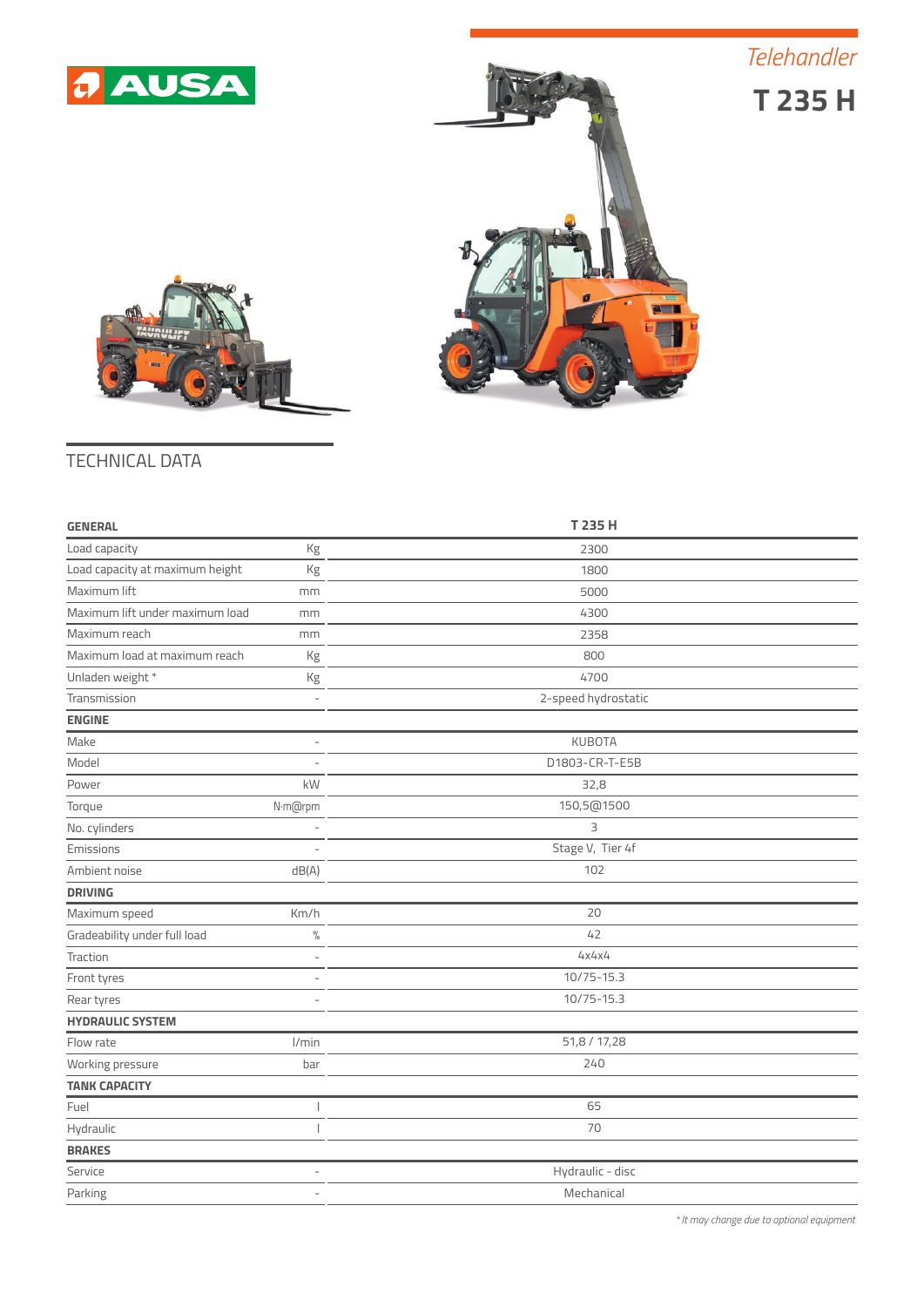AUSA

*Telehandler*

# T 235 H

## TECHNICAL DATA

| GENERAL | | T 235 H |
|---|---|---|
| Load capacity | Kg | 2300 |
| Load capacity at maximum height | Kg | 1800 |
| Maximum lift | mm | 5000 |
| Maximum lift under maximum load | mm | 4300 |
| Maximum reach | mm | 2358 |
| Maximum load at maximum reach | Kg | 800 |
| Unladen weight * | Kg | 4700 |
| Transmission | - | 2-speed hydrostatic |
| **ENGINE** | | |
| Make | - | KUBOTA |
| Model | - | D1803-CR-T-E5B |
| Power | kW | 32,8 |
| Torque | N·m@rpm | 150,5@1500 |
| No. cylinders | - | 3 |
| Emissions | - | Stage V, Tier 4f |
| Ambient noise | dB(A) | 102 |
| **DRIVING** | | |
| Maximum speed | Km/h | 20 |
| Gradeability under full load | % | 42 |
| Traction | - | 4x4x4 |
| Front tyres | - | 10/75-15.3 |
| Rear tyres | - | 10/75-15.3 |
| **HYDRAULIC SYSTEM** | | |
| Flow rate | l/min | 51,8 / 17,28 |
| Working pressure | bar | 240 |
| **TANK CAPACITY** | | |
| Fuel | l | 65 |
| Hydraulic | l | 70 |
| **BRAKES** | | |
| Service | - | Hydraulic - disc |
| Parking | - | Mechanical |

*\* It may change due to optional equipment*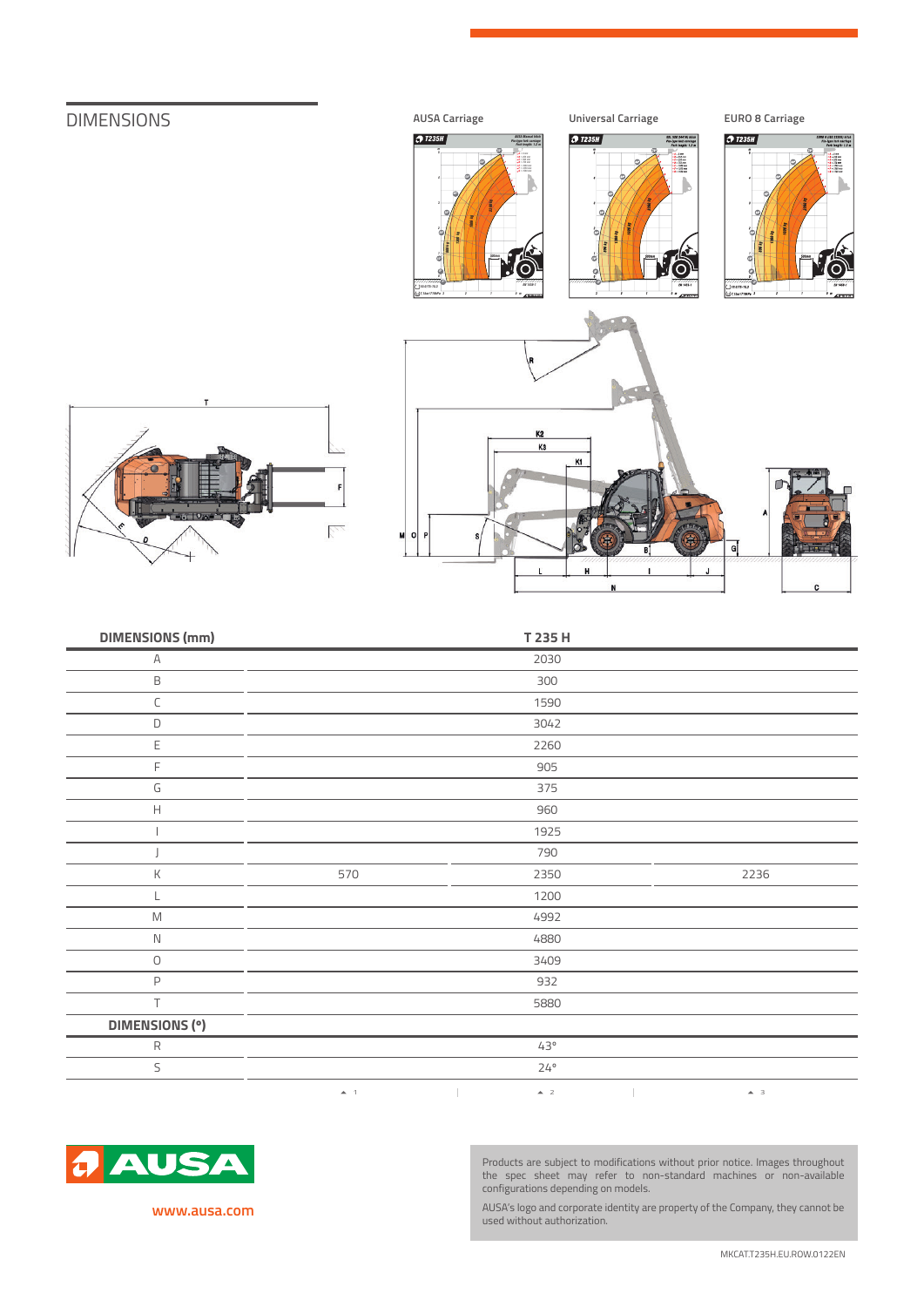## DIMENSIONS

AUSA Carriage

Universal Carriage

EURO 8 Carriage

| DIMENSIONS (mm) | T 235 H | | |
|---|---|---|---|
| A | | 2030 | |
| B | | 300 | |
| C | | 1590 | |
| D | | 3042 | |
| E | | 2260 | |
| F | | 905 | |
| G | | 375 | |
| H | | 960 | |
| I | | 1925 | |
| J | | 790 | |
| K | 570 | 2350 | 2236 |
| L | | 1200 | |
| M | | 4992 | |
| N | | 4880 | |
| O | | 3409 | |
| P | | 932 | |
| T | | 5880 | |
| **DIMENSIONS (°)** | | | |
| R | | 43° | |
| S | | 24° | |
| | ▲ 1 | ▲ 2 | ▲ 3 |

www.ausa.com

Products are subject to modifications without prior notice. Images throughout the spec sheet may refer to non-standard machines or non-available configurations depending on models.

AUSA's logo and corporate identity are property of the Company, they cannot be used without authorization.

MKCAT.T235H.EU.ROW.0122EN